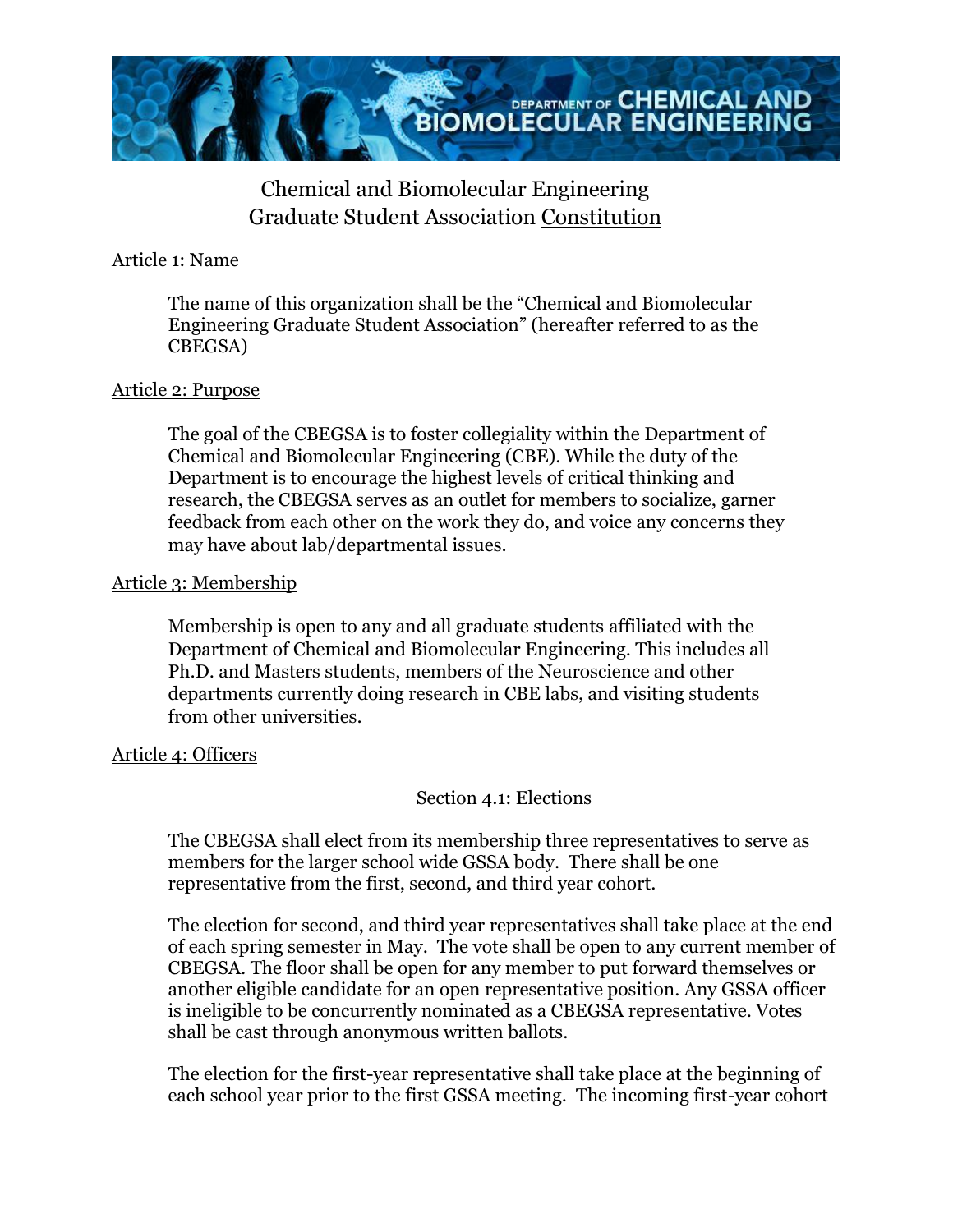# Chemical and Biomolecular Engineering Graduate Student Association Constitution

## Article 1: Name

The name of this organization shall be the "Chemical and Biomolecular Engineering Graduate Student Association" (hereafter referred to as the CBEGSA)

## Article 2: Purpose

The goal of the CBEGSA is to foster collegiality within the Department of Chemical and Biomolecular Engineering (CBE). While the duty of the Department is to encourage the highest levels of critical thinking and research, the CBEGSA serves as an outlet for members to socialize, garner feedback from each other on the work they do, and voice any concerns they may have about lab/departmental issues.

## Article 3: Membership

Membership is open to any and all graduate students affiliated with the Department of Chemical and Biomolecular Engineering. This includes all Ph.D. and Masters students, members of the Neuroscience and other departments currently doing research in CBE labs, and visiting students from other universities.

## Article 4: Officers

### Section 4.1: Elections

The CBEGSA shall elect from its membership three representatives to serve as members for the larger school wide GSSA body. There shall be one representative from the first, second, and third year cohort.

The election for second, and third year representatives shall take place at the end of each spring semester in May. The vote shall be open to any current member of CBEGSA. The floor shall be open for any member to put forward themselves or another eligible candidate for an open representative position. Any GSSA officer is ineligible to be concurrently nominated as a CBEGSA representative. Votes shall be cast through anonymous written ballots.

The election for the first-year representative shall take place at the beginning of each school year prior to the first GSSA meeting. The incoming first-year cohort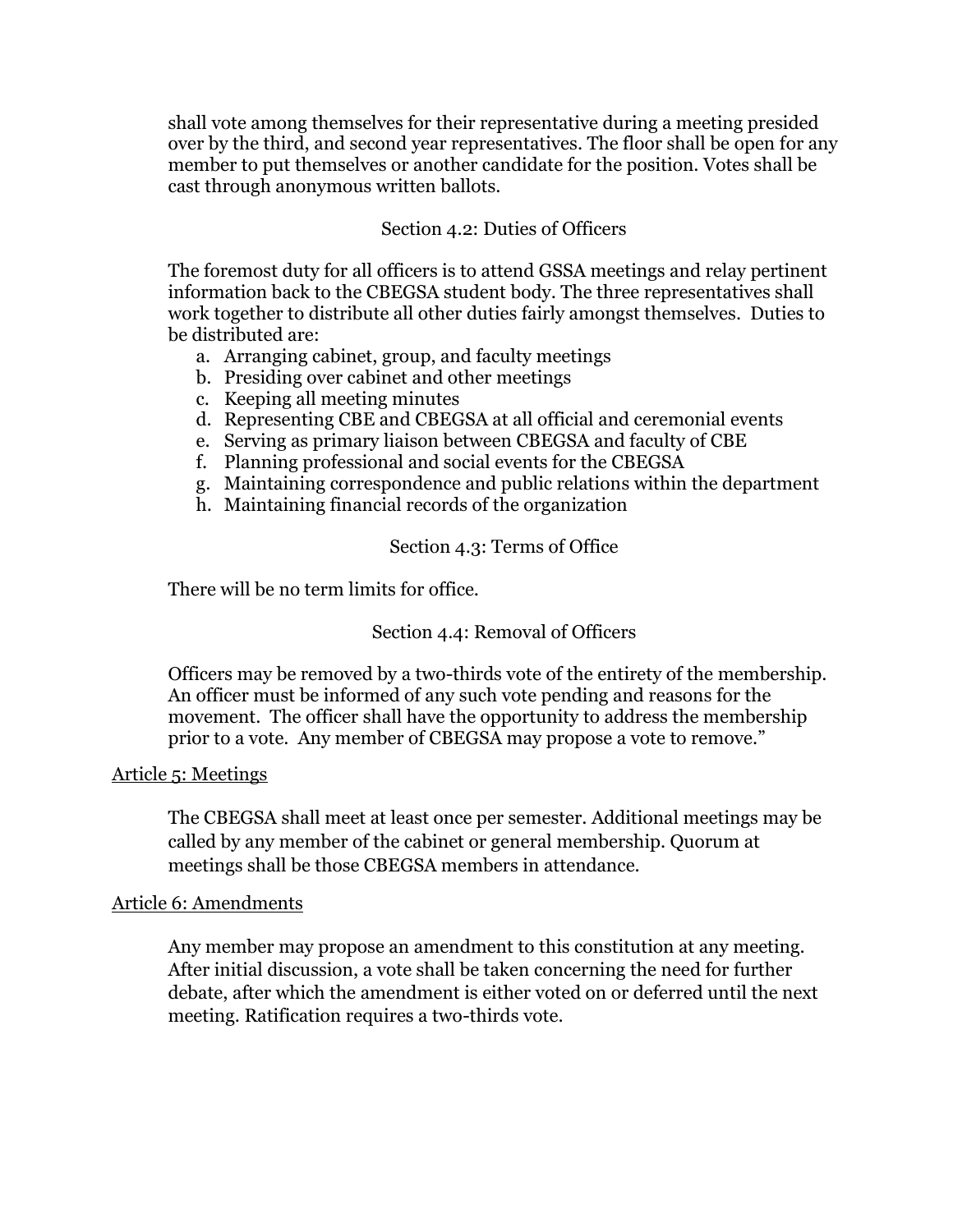shall vote among themselves for their representative during a meeting presided over by the third, and second year representatives. The floor shall be open for any member to put themselves or another candidate for the position. Votes shall be cast through anonymous written ballots.

### Section 4.2: Duties of Officers

The foremost duty for all officers is to attend GSSA meetings and relay pertinent information back to the CBEGSA student body. The three representatives shall work together to distribute all other duties fairly amongst themselves. Duties to be distributed are:

a. Arranging cabinet, group, and faculty meetings
b. Presiding over cabinet and other meetings
c. Keeping all meeting minutes
d. Representing CBE and CBEGSA at all official and ceremonial events
e. Serving as primary liaison between CBEGSA and faculty of CBE
f. Planning professional and social events for the CBEGSA
g. Maintaining correspondence and public relations within the department
h. Maintaining financial records of the organization

### Section 4.3: Terms of Office

There will be no term limits for office.

### Section 4.4: Removal of Officers

Officers may be removed by a two-thirds vote of the entirety of the membership. An officer must be informed of any such vote pending and reasons for the movement. The officer shall have the opportunity to address the membership prior to a vote. Any member of CBEGSA may propose a vote to remove."

## Article 5: Meetings

The CBEGSA shall meet at least once per semester. Additional meetings may be called by any member of the cabinet or general membership. Quorum at meetings shall be those CBEGSA members in attendance.

## Article 6: Amendments

Any member may propose an amendment to this constitution at any meeting. After initial discussion, a vote shall be taken concerning the need for further debate, after which the amendment is either voted on or deferred until the next meeting. Ratification requires a two-thirds vote.